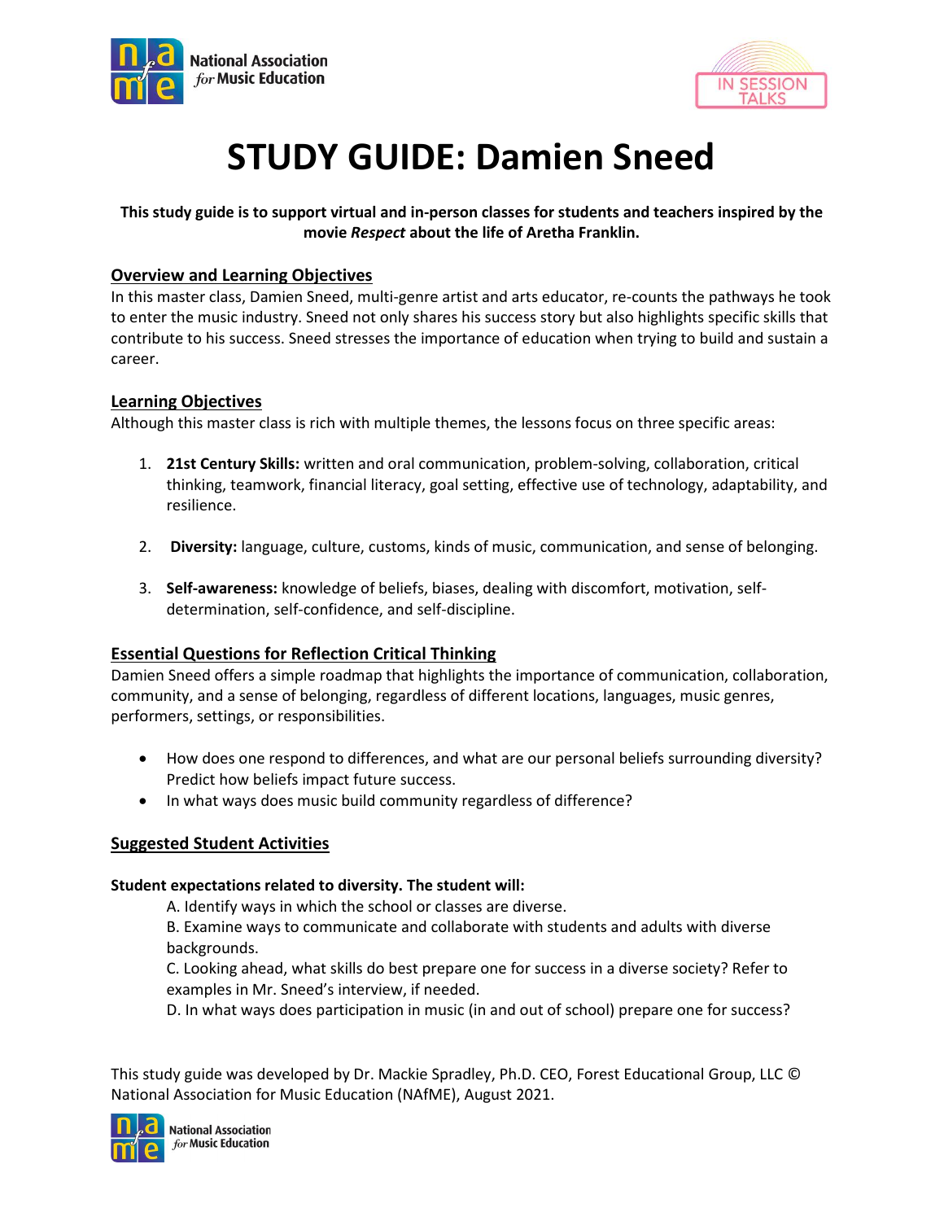# STUDY GUIDE: Damien Sneed

**This study guide is to support virtual and in-person classes for students and teachers inspired by the movie *Respect* about the life of Aretha Franklin.**

## Overview and Learning Objectives

In this master class, Damien Sneed, multi-genre artist and arts educator, re-counts the pathways he took to enter the music industry. Sneed not only shares his success story but also highlights specific skills that contribute to his success. Sneed stresses the importance of education when trying to build and sustain a career.

## Learning Objectives

Although this master class is rich with multiple themes, the lessons focus on three specific areas:

1. **21st Century Skills:** written and oral communication, problem-solving, collaboration, critical thinking, teamwork, financial literacy, goal setting, effective use of technology, adaptability, and resilience.
2. **Diversity:** language, culture, customs, kinds of music, communication, and sense of belonging.
3. **Self-awareness:** knowledge of beliefs, biases, dealing with discomfort, motivation, self-determination, self-confidence, and self-discipline.

## Essential Questions for Reflection Critical Thinking

Damien Sneed offers a simple roadmap that highlights the importance of communication, collaboration, community, and a sense of belonging, regardless of different locations, languages, music genres, performers, settings, or responsibilities.

- How does one respond to differences, and what are our personal beliefs surrounding diversity? Predict how beliefs impact future success.
- In what ways does music build community regardless of difference?

## Suggested Student Activities

**Student expectations related to diversity. The student will:**

A. Identify ways in which the school or classes are diverse.
B. Examine ways to communicate and collaborate with students and adults with diverse backgrounds.
C. Looking ahead, what skills do best prepare one for success in a diverse society? Refer to examples in Mr. Sneed's interview, if needed.
D. In what ways does participation in music (in and out of school) prepare one for success?

This study guide was developed by Dr. Mackie Spradley, Ph.D. CEO, Forest Educational Group, LLC © National Association for Music Education (NAfME), August 2021.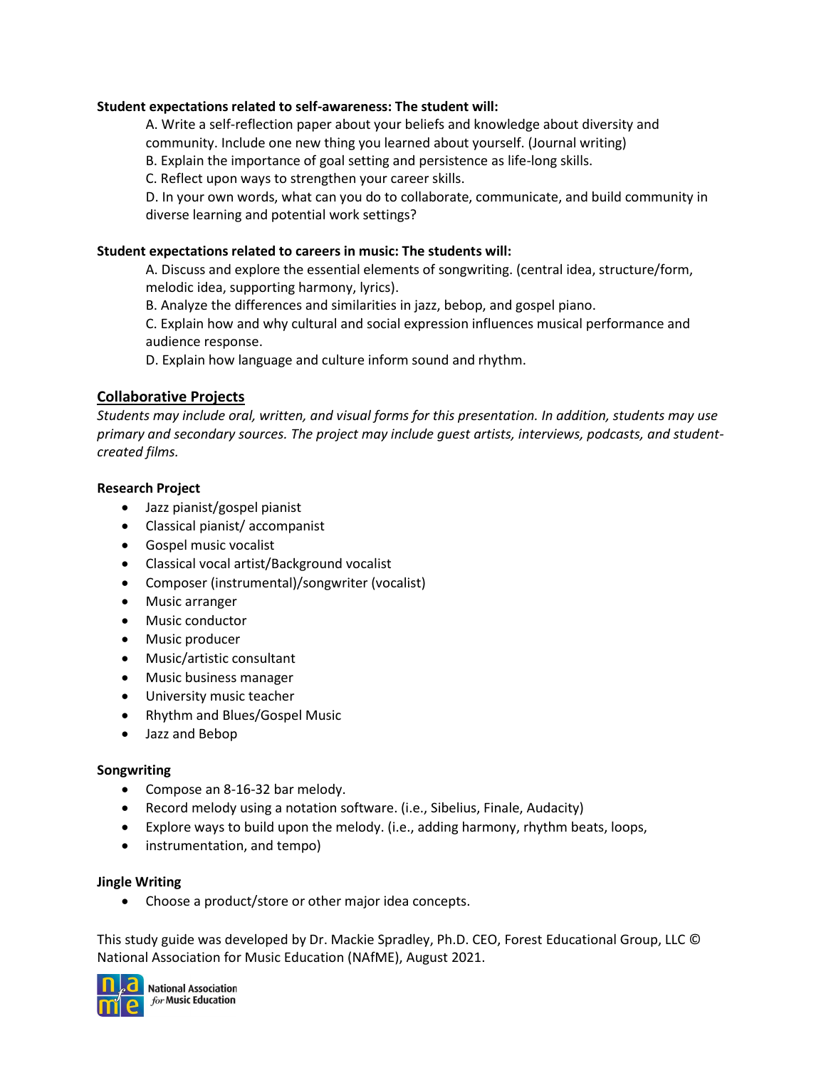**Student expectations related to self-awareness: The student will:**

A. Write a self-reflection paper about your beliefs and knowledge about diversity and community. Include one new thing you learned about yourself. (Journal writing)
B. Explain the importance of goal setting and persistence as life-long skills.
C. Reflect upon ways to strengthen your career skills.
D. In your own words, what can you do to collaborate, communicate, and build community in diverse learning and potential work settings?

**Student expectations related to careers in music: The students will:**

A. Discuss and explore the essential elements of songwriting. (central idea, structure/form, melodic idea, supporting harmony, lyrics).
B. Analyze the differences and similarities in jazz, bebop, and gospel piano.
C. Explain how and why cultural and social expression influences musical performance and audience response.
D. Explain how language and culture inform sound and rhythm.

## Collaborative Projects

*Students may include oral, written, and visual forms for this presentation. In addition, students may use primary and secondary sources. The project may include guest artists, interviews, podcasts, and student-created films.*

**Research Project**

- Jazz pianist/gospel pianist
- Classical pianist/ accompanist
- Gospel music vocalist
- Classical vocal artist/Background vocalist
- Composer (instrumental)/songwriter (vocalist)
- Music arranger
- Music conductor
- Music producer
- Music/artistic consultant
- Music business manager
- University music teacher
- Rhythm and Blues/Gospel Music
- Jazz and Bebop

**Songwriting**

- Compose an 8-16-32 bar melody.
- Record melody using a notation software. (i.e., Sibelius, Finale, Audacity)
- Explore ways to build upon the melody. (i.e., adding harmony, rhythm beats, loops,
- instrumentation, and tempo)

**Jingle Writing**

- Choose a product/store or other major idea concepts.

This study guide was developed by Dr. Mackie Spradley, Ph.D. CEO, Forest Educational Group, LLC © National Association for Music Education (NAfME), August 2021.

National Association for Music Education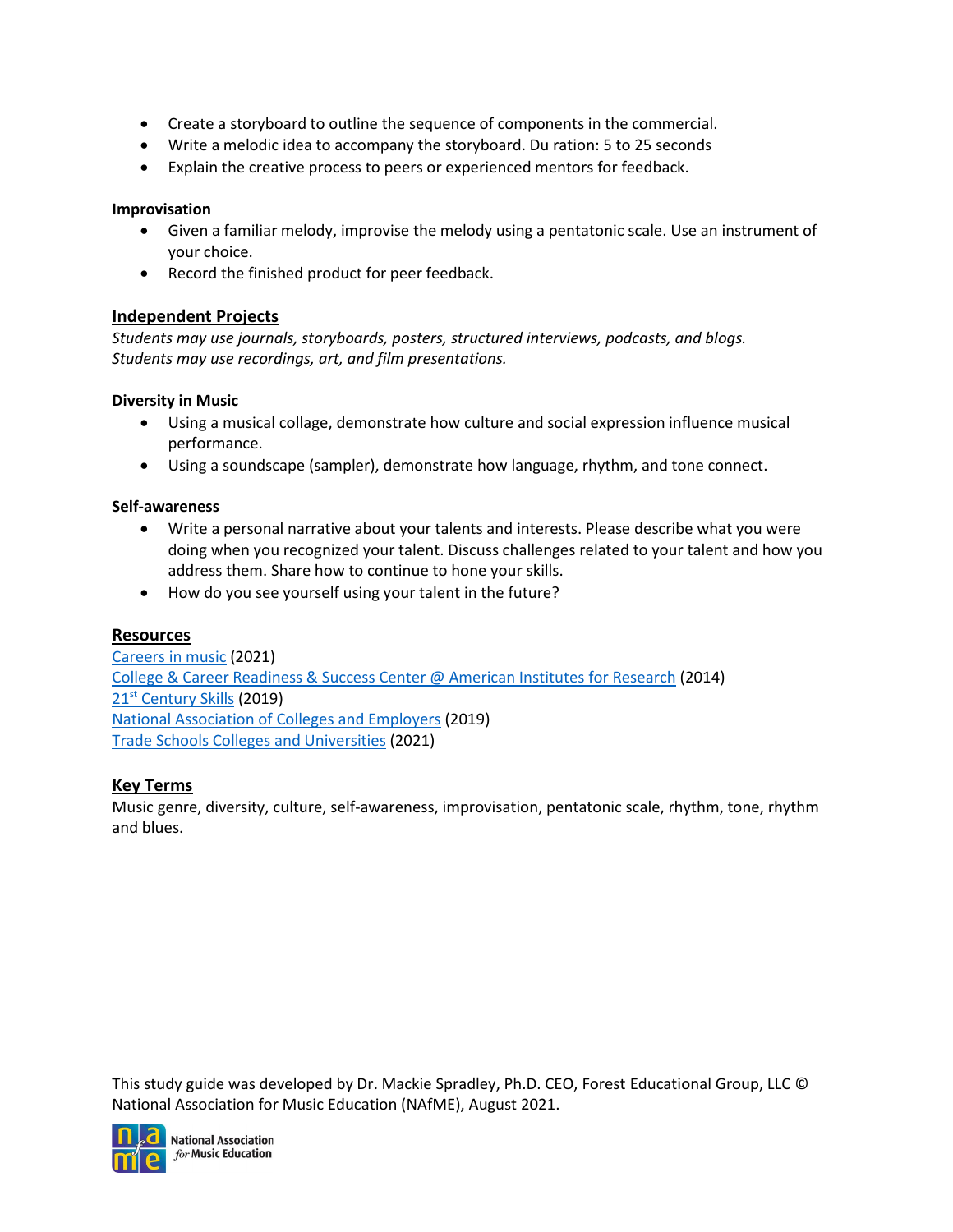- Create a storyboard to outline the sequence of components in the commercial.
- Write a melodic idea to accompany the storyboard. Du ration: 5 to 25 seconds
- Explain the creative process to peers or experienced mentors for feedback.

**Improvisation**

- Given a familiar melody, improvise the melody using a pentatonic scale. Use an instrument of your choice.
- Record the finished product for peer feedback.

## Independent Projects

*Students may use journals, storyboards, posters, structured interviews, podcasts, and blogs. Students may use recordings, art, and film presentations.*

**Diversity in Music**

- Using a musical collage, demonstrate how culture and social expression influence musical performance.
- Using a soundscape (sampler), demonstrate how language, rhythm, and tone connect.

**Self-awareness**

- Write a personal narrative about your talents and interests. Please describe what you were doing when you recognized your talent. Discuss challenges related to your talent and how you address them. Share how to continue to hone your skills.
- How do you see yourself using your talent in the future?

## Resources

Careers in music (2021)
College & Career Readiness & Success Center @ American Institutes for Research (2014)
21st Century Skills (2019)
National Association of Colleges and Employers (2019)
Trade Schools Colleges and Universities (2021)

## Key Terms

Music genre, diversity, culture, self-awareness, improvisation, pentatonic scale, rhythm, tone, rhythm and blues.

This study guide was developed by Dr. Mackie Spradley, Ph.D. CEO, Forest Educational Group, LLC © National Association for Music Education (NAfME), August 2021.